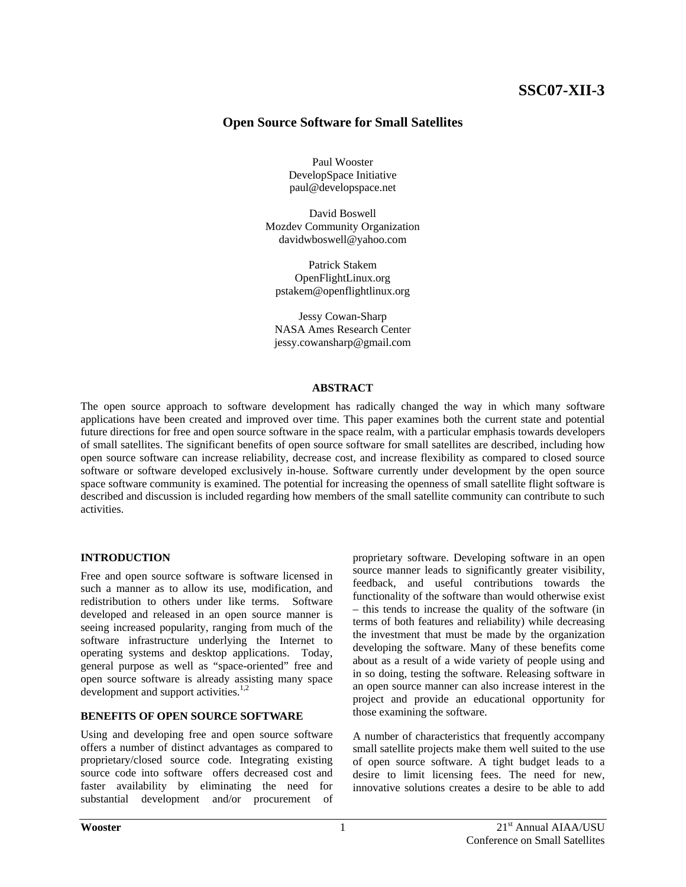SSC07-XII-3

# Open Source Software for Small Satellites

Paul Wooster
DevelopSpace Initiative
paul@developspace.net

David Boswell
Mozdev Community Organization
davidwboswell@yahoo.com

Patrick Stakem
OpenFlightLinux.org
pstakem@openflightlinux.org

Jessy Cowan-Sharp
NASA Ames Research Center
jessy.cowansharp@gmail.com

## ABSTRACT

The open source approach to software development has radically changed the way in which many software applications have been created and improved over time. This paper examines both the current state and potential future directions for free and open source software in the space realm, with a particular emphasis towards developers of small satellites. The significant benefits of open source software for small satellites are described, including how open source software can increase reliability, decrease cost, and increase flexibility as compared to closed source software or software developed exclusively in-house. Software currently under development by the open source space software community is examined. The potential for increasing the openness of small satellite flight software is described and discussion is included regarding how members of the small satellite community can contribute to such activities.

## INTRODUCTION

Free and open source software is software licensed in such a manner as to allow its use, modification, and redistribution to others under like terms. Software developed and released in an open source manner is seeing increased popularity, ranging from much of the software infrastructure underlying the Internet to operating systems and desktop applications. Today, general purpose as well as "space-oriented" free and open source software is already assisting many space development and support activities.[1,2]

## BENEFITS OF OPEN SOURCE SOFTWARE

Using and developing free and open source software offers a number of distinct advantages as compared to proprietary/closed source code. Integrating existing source code into software offers decreased cost and faster availability by eliminating the need for substantial development and/or procurement of proprietary software. Developing software in an open source manner leads to significantly greater visibility, feedback, and useful contributions towards the functionality of the software than would otherwise exist – this tends to increase the quality of the software (in terms of both features and reliability) while decreasing the investment that must be made by the organization developing the software. Many of these benefits come about as a result of a wide variety of people using and in so doing, testing the software. Releasing software in an open source manner can also increase interest in the project and provide an educational opportunity for those examining the software.

A number of characteristics that frequently accompany small satellite projects make them well suited to the use of open source software. A tight budget leads to a desire to limit licensing fees. The need for new, innovative solutions creates a desire to be able to add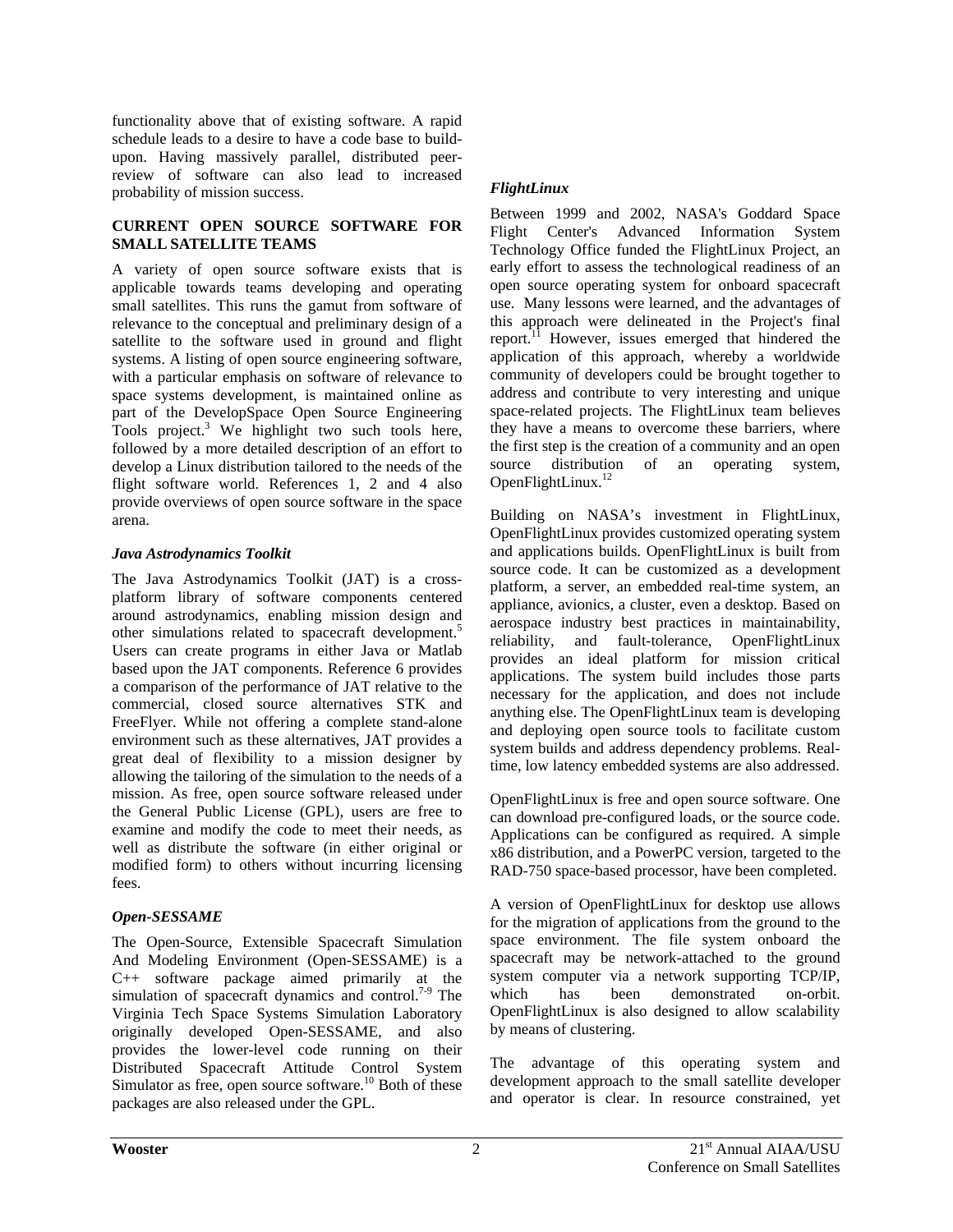functionality above that of existing software. A rapid schedule leads to a desire to have a code base to build-upon. Having massively parallel, distributed peer-review of software can also lead to increased probability of mission success.

## CURRENT OPEN SOURCE SOFTWARE FOR SMALL SATELLITE TEAMS

A variety of open source software exists that is applicable towards teams developing and operating small satellites. This runs the gamut from software of relevance to the conceptual and preliminary design of a satellite to the software used in ground and flight systems. A listing of open source engineering software, with a particular emphasis on software of relevance to space systems development, is maintained online as part of the DevelopSpace Open Source Engineering Tools project.[3] We highlight two such tools here, followed by a more detailed description of an effort to develop a Linux distribution tailored to the needs of the flight software world. References 1, 2 and 4 also provide overviews of open source software in the space arena.

### *Java Astrodynamics Toolkit*

The Java Astrodynamics Toolkit (JAT) is a cross-platform library of software components centered around astrodynamics, enabling mission design and other simulations related to spacecraft development.[5] Users can create programs in either Java or Matlab based upon the JAT components. Reference 6 provides a comparison of the performance of JAT relative to the commercial, closed source alternatives STK and FreeFlyer. While not offering a complete stand-alone environment such as these alternatives, JAT provides a great deal of flexibility to a mission designer by allowing the tailoring of the simulation to the needs of a mission. As free, open source software released under the General Public License (GPL), users are free to examine and modify the code to meet their needs, as well as distribute the software (in either original or modified form) to others without incurring licensing fees.

### *Open-SESSAME*

The Open-Source, Extensible Spacecraft Simulation And Modeling Environment (Open-SESSAME) is a C++ software package aimed primarily at the simulation of spacecraft dynamics and control.[7-9] The Virginia Tech Space Systems Simulation Laboratory originally developed Open-SESSAME, and also provides the lower-level code running on their Distributed Spacecraft Attitude Control System Simulator as free, open source software.[10] Both of these packages are also released under the GPL.

### *FlightLinux*

Between 1999 and 2002, NASA's Goddard Space Flight Center's Advanced Information System Technology Office funded the FlightLinux Project, an early effort to assess the technological readiness of an open source operating system for onboard spacecraft use. Many lessons were learned, and the advantages of this approach were delineated in the Project's final report.[11] However, issues emerged that hindered the application of this approach, whereby a worldwide community of developers could be brought together to address and contribute to very interesting and unique space-related projects. The FlightLinux team believes they have a means to overcome these barriers, where the first step is the creation of a community and an open source distribution of an operating system, OpenFlightLinux.[12]

Building on NASA's investment in FlightLinux, OpenFlightLinux provides customized operating system and applications builds. OpenFlightLinux is built from source code. It can be customized as a development platform, a server, an embedded real-time system, an appliance, avionics, a cluster, even a desktop. Based on aerospace industry best practices in maintainability, reliability, and fault-tolerance, OpenFlightLinux provides an ideal platform for mission critical applications. The system build includes those parts necessary for the application, and does not include anything else. The OpenFlightLinux team is developing and deploying open source tools to facilitate custom system builds and address dependency problems. Real-time, low latency embedded systems are also addressed.

OpenFlightLinux is free and open source software. One can download pre-configured loads, or the source code. Applications can be configured as required. A simple x86 distribution, and a PowerPC version, targeted to the RAD-750 space-based processor, have been completed.

A version of OpenFlightLinux for desktop use allows for the migration of applications from the ground to the space environment. The file system onboard the spacecraft may be network-attached to the ground system computer via a network supporting TCP/IP, which has been demonstrated on-orbit. OpenFlightLinux is also designed to allow scalability by means of clustering.

The advantage of this operating system and development approach to the small satellite developer and operator is clear. In resource constrained, yet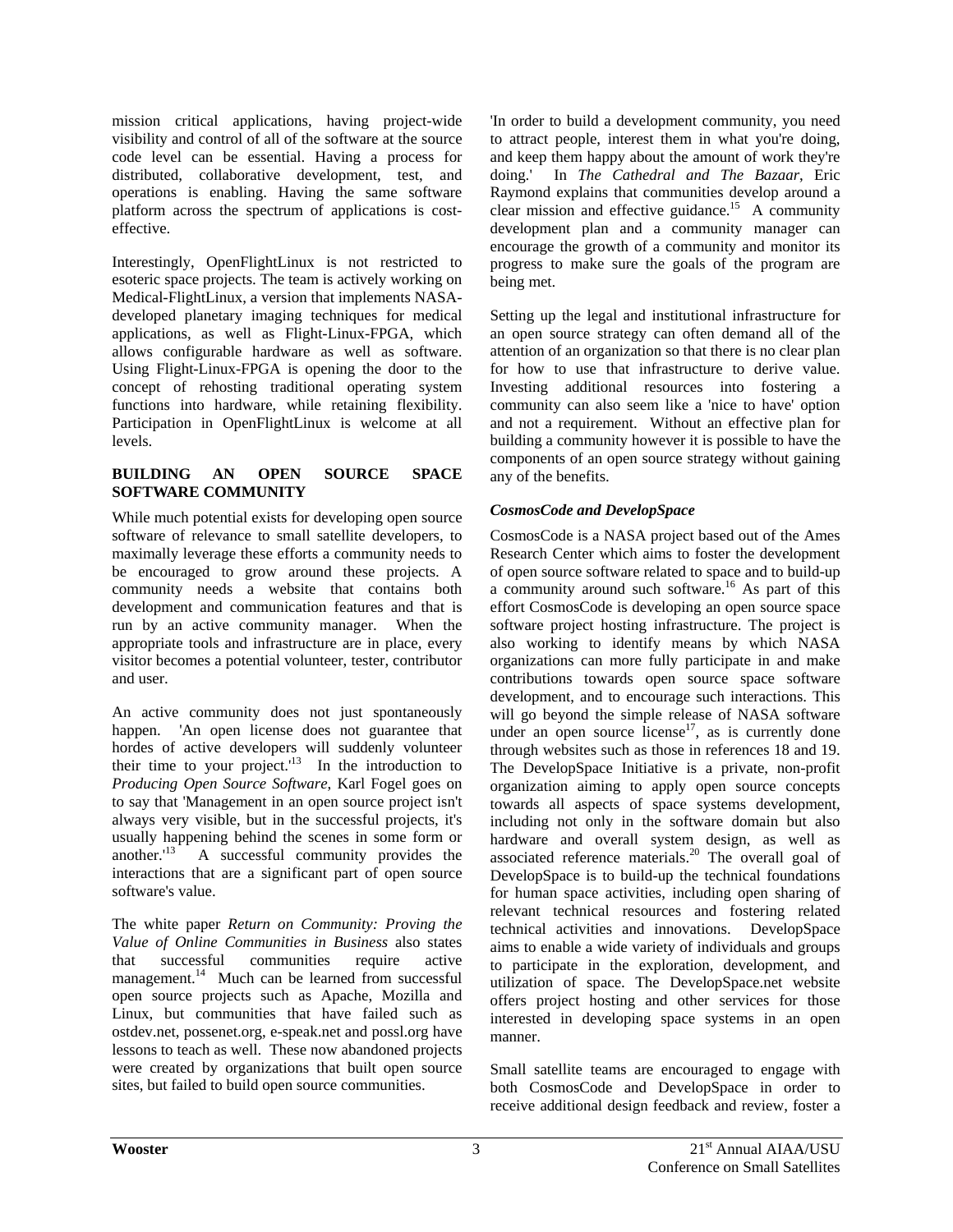mission critical applications, having project-wide visibility and control of all of the software at the source code level can be essential. Having a process for distributed, collaborative development, test, and operations is enabling. Having the same software platform across the spectrum of applications is cost-effective.

Interestingly, OpenFlightLinux is not restricted to esoteric space projects. The team is actively working on Medical-FlightLinux, a version that implements NASA-developed planetary imaging techniques for medical applications, as well as Flight-Linux-FPGA, which allows configurable hardware as well as software. Using Flight-Linux-FPGA is opening the door to the concept of rehosting traditional operating system functions into hardware, while retaining flexibility. Participation in OpenFlightLinux is welcome at all levels.

## BUILDING AN OPEN SOURCE SPACE SOFTWARE COMMUNITY

While much potential exists for developing open source software of relevance to small satellite developers, to maximally leverage these efforts a community needs to be encouraged to grow around these projects. A community needs a website that contains both development and communication features and that is run by an active community manager. When the appropriate tools and infrastructure are in place, every visitor becomes a potential volunteer, tester, contributor and user.

An active community does not just spontaneously happen. 'An open license does not guarantee that hordes of active developers will suddenly volunteer their time to your project.'[13] In the introduction to *Producing Open Source Software,* Karl Fogel goes on to say that 'Management in an open source project isn't always very visible, but in the successful projects, it's usually happening behind the scenes in some form or another.'[13] A successful community provides the interactions that are a significant part of open source software's value.

The white paper *Return on Community: Proving the Value of Online Communities in Business* also states that successful communities require active management.[14] Much can be learned from successful open source projects such as Apache, Mozilla and Linux, but communities that have failed such as ostdev.net, possenet.org, e-speak.net and possl.org have lessons to teach as well. These now abandoned projects were created by organizations that built open source sites, but failed to build open source communities.

'In order to build a development community, you need to attract people, interest them in what you're doing, and keep them happy about the amount of work they're doing.' In *The Cathedral and The Bazaar*, Eric Raymond explains that communities develop around a clear mission and effective guidance.[15] A community development plan and a community manager can encourage the growth of a community and monitor its progress to make sure the goals of the program are being met.

Setting up the legal and institutional infrastructure for an open source strategy can often demand all of the attention of an organization so that there is no clear plan for how to use that infrastructure to derive value. Investing additional resources into fostering a community can also seem like a 'nice to have' option and not a requirement. Without an effective plan for building a community however it is possible to have the components of an open source strategy without gaining any of the benefits.

### *CosmosCode and DevelopSpace*

CosmosCode is a NASA project based out of the Ames Research Center which aims to foster the development of open source software related to space and to build-up a community around such software.[16] As part of this effort CosmosCode is developing an open source space software project hosting infrastructure. The project is also working to identify means by which NASA organizations can more fully participate in and make contributions towards open source space software development, and to encourage such interactions. This will go beyond the simple release of NASA software under an open source license[17], as is currently done through websites such as those in references 18 and 19. The DevelopSpace Initiative is a private, non-profit organization aiming to apply open source concepts towards all aspects of space systems development, including not only in the software domain but also hardware and overall system design, as well as associated reference materials.[20] The overall goal of DevelopSpace is to build-up the technical foundations for human space activities, including open sharing of relevant technical resources and fostering related technical activities and innovations. DevelopSpace aims to enable a wide variety of individuals and groups to participate in the exploration, development, and utilization of space. The DevelopSpace.net website offers project hosting and other services for those interested in developing space systems in an open manner.

Small satellite teams are encouraged to engage with both CosmosCode and DevelopSpace in order to receive additional design feedback and review, foster a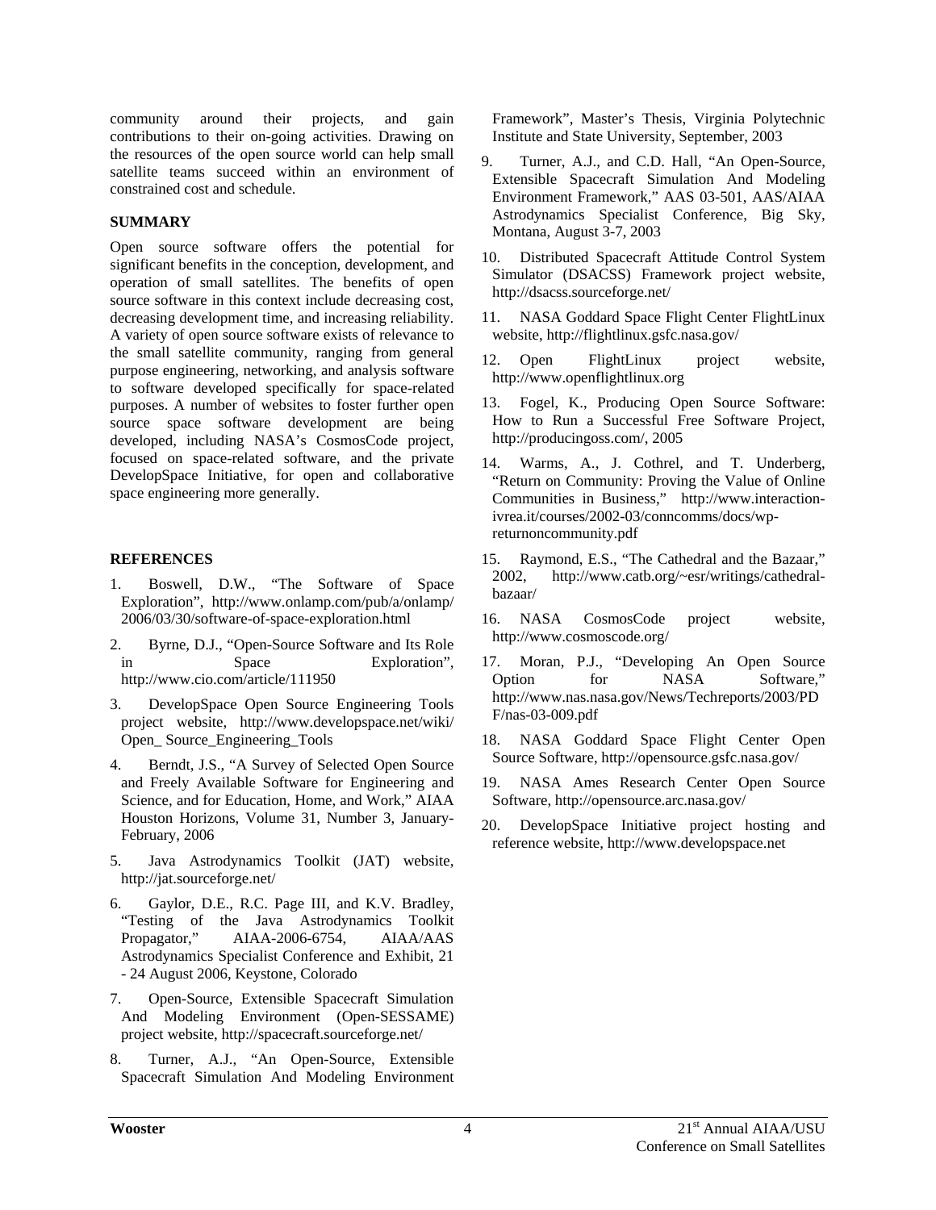community around their projects, and gain contributions to their on-going activities. Drawing on the resources of the open source world can help small satellite teams succeed within an environment of constrained cost and schedule.

## SUMMARY

Open source software offers the potential for significant benefits in the conception, development, and operation of small satellites. The benefits of open source software in this context include decreasing cost, decreasing development time, and increasing reliability. A variety of open source software exists of relevance to the small satellite community, ranging from general purpose engineering, networking, and analysis software to software developed specifically for space-related purposes. A number of websites to foster further open source space software development are being developed, including NASA's CosmosCode project, focused on space-related software, and the private DevelopSpace Initiative, for open and collaborative space engineering more generally.

## REFERENCES

1. Boswell, D.W., "The Software of Space Exploration", http://www.onlamp.com/pub/a/onlamp/2006/03/30/software-of-space-exploration.html
2. Byrne, D.J., "Open-Source Software and Its Role in Space Exploration", http://www.cio.com/article/111950
3. DevelopSpace Open Source Engineering Tools project website, http://www.developspace.net/wiki/Open_ Source_Engineering_Tools
4. Berndt, J.S., "A Survey of Selected Open Source and Freely Available Software for Engineering and Science, and for Education, Home, and Work," AIAA Houston Horizons, Volume 31, Number 3, January-February, 2006
5. Java Astrodynamics Toolkit (JAT) website, http://jat.sourceforge.net/
6. Gaylor, D.E., R.C. Page III, and K.V. Bradley, "Testing of the Java Astrodynamics Toolkit Propagator," AIAA-2006-6754, AIAA/AAS Astrodynamics Specialist Conference and Exhibit, 21 - 24 August 2006, Keystone, Colorado
7. Open-Source, Extensible Spacecraft Simulation And Modeling Environment (Open-SESSAME) project website, http://spacecraft.sourceforge.net/
8. Turner, A.J., "An Open-Source, Extensible Spacecraft Simulation And Modeling Environment Framework", Master's Thesis, Virginia Polytechnic Institute and State University, September, 2003
9. Turner, A.J., and C.D. Hall, "An Open-Source, Extensible Spacecraft Simulation And Modeling Environment Framework," AAS 03-501, AAS/AIAA Astrodynamics Specialist Conference, Big Sky, Montana, August 3-7, 2003
10. Distributed Spacecraft Attitude Control System Simulator (DSACSS) Framework project website, http://dsacss.sourceforge.net/
11. NASA Goddard Space Flight Center FlightLinux website, http://flightlinux.gsfc.nasa.gov/
12. Open FlightLinux project website, http://www.openflightlinux.org
13. Fogel, K., Producing Open Source Software: How to Run a Successful Free Software Project, http://producingoss.com/, 2005
14. Warms, A., J. Cothrel, and T. Underberg, "Return on Community: Proving the Value of Online Communities in Business," http://www.interaction-ivrea.it/courses/2002-03/conncomms/docs/wp-returnoncommunity.pdf
15. Raymond, E.S., "The Cathedral and the Bazaar," 2002, http://www.catb.org/~esr/writings/cathedral-bazaar/
16. NASA CosmosCode project website, http://www.cosmoscode.org/
17. Moran, P.J., "Developing An Open Source Option for NASA Software," http://www.nas.nasa.gov/News/Techreports/2003/PDF/nas-03-009.pdf
18. NASA Goddard Space Flight Center Open Source Software, http://opensource.gsfc.nasa.gov/
19. NASA Ames Research Center Open Source Software, http://opensource.arc.nasa.gov/
20. DevelopSpace Initiative project hosting and reference website, http://www.developspace.net